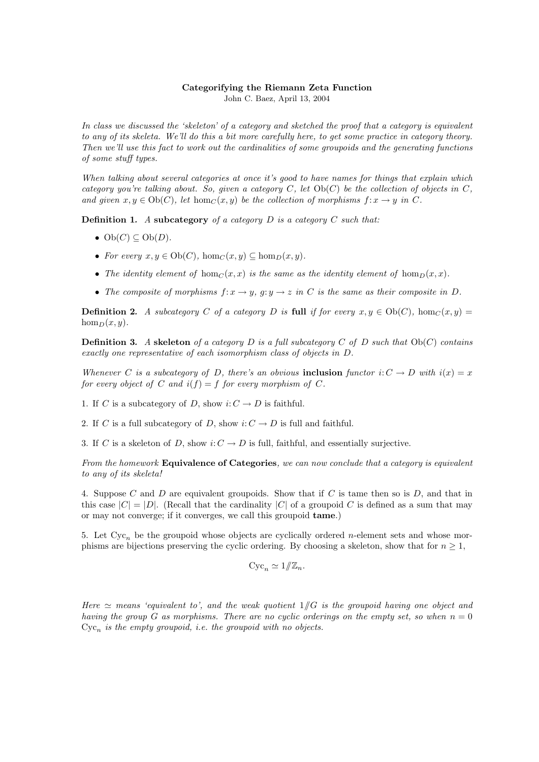**Categorifying the Riemann Zeta Function**

John C. Baez, April 13, 2004

*In class we discussed the 'skeleton' of a category and sketched the proof that a category is equivalent to any of its skeleta. We'll do this a bit more carefully here, to get some practice in category theory. Then we'll use this fact to work out the cardinalities of some groupoids and the generating functions of some stuff types.*

*When talking about several categories at once it's good to have names for things that explain which category you're talking about. So, given a category $C$, let $\mathrm{Ob}(C)$ be the collection of objects in $C$, and given $x, y \in \mathrm{Ob}(C)$, let $\hom_C(x, y)$ be the collection of morphisms $f: x \to y$ in $C$.*

**Definition 1.** *A* **subcategory** *of a category $D$ is a category $C$ such that:*

- *$\mathrm{Ob}(C) \subseteq \mathrm{Ob}(D)$.*
- *For every $x, y \in \mathrm{Ob}(C)$, $\hom_C(x, y) \subseteq \hom_D(x, y)$.*
- *The identity element of $\hom_C(x, x)$ is the same as the identity element of $\hom_D(x, x)$.*
- *The composite of morphisms $f: x \to y$, $g: y \to z$ in $C$ is the same as their composite in $D$.*

**Definition 2.** *A subcategory $C$ of a category $D$ is* **full** *if for every $x, y \in \mathrm{Ob}(C)$, $\hom_C(x, y) = \hom_D(x, y)$.*

**Definition 3.** *A* **skeleton** *of a category $D$ is a full subcategory $C$ of $D$ such that $\mathrm{Ob}(C)$ contains exactly one representative of each isomorphism class of objects in $D$.*

*Whenever $C$ is a subcategory of $D$, there's an obvious* **inclusion** *functor $i: C \to D$ with $i(x) = x$ for every object of $C$ and $i(f) = f$ for every morphism of $C$.*

1. If $C$ is a subcategory of $D$, show $i: C \to D$ is faithful.

2. If $C$ is a full subcategory of $D$, show $i: C \to D$ is full and faithful.

3. If $C$ is a skeleton of $D$, show $i: C \to D$ is full, faithful, and essentially surjective.

*From the homework* **Equivalence of Categories***, we can now conclude that a category is equivalent to any of its skeleta!*

4. Suppose $C$ and $D$ are equivalent groupoids. Show that if $C$ is tame then so is $D$, and that in this case $|C| = |D|$. (Recall that the cardinality $|C|$ of a groupoid $C$ is defined as a sum that may or may not converge; if it converges, we call this groupoid **tame**.)

5. Let $\mathrm{Cyc}_n$ be the groupoid whose objects are cyclically ordered $n$-element sets and whose morphisms are bijections preserving the cyclic ordering. By choosing a skeleton, show that for $n \geq 1$,

$$\mathrm{Cyc}_n \simeq 1/\!\!/\mathbb{Z}_n.$$

*Here $\simeq$ means 'equivalent to', and the weak quotient $1/\!\!/G$ is the groupoid having one object and having the group $G$ as morphisms. There are no cyclic orderings on the empty set, so when $n = 0$ $\mathrm{Cyc}_n$ is the empty groupoid, i.e. the groupoid with no objects.*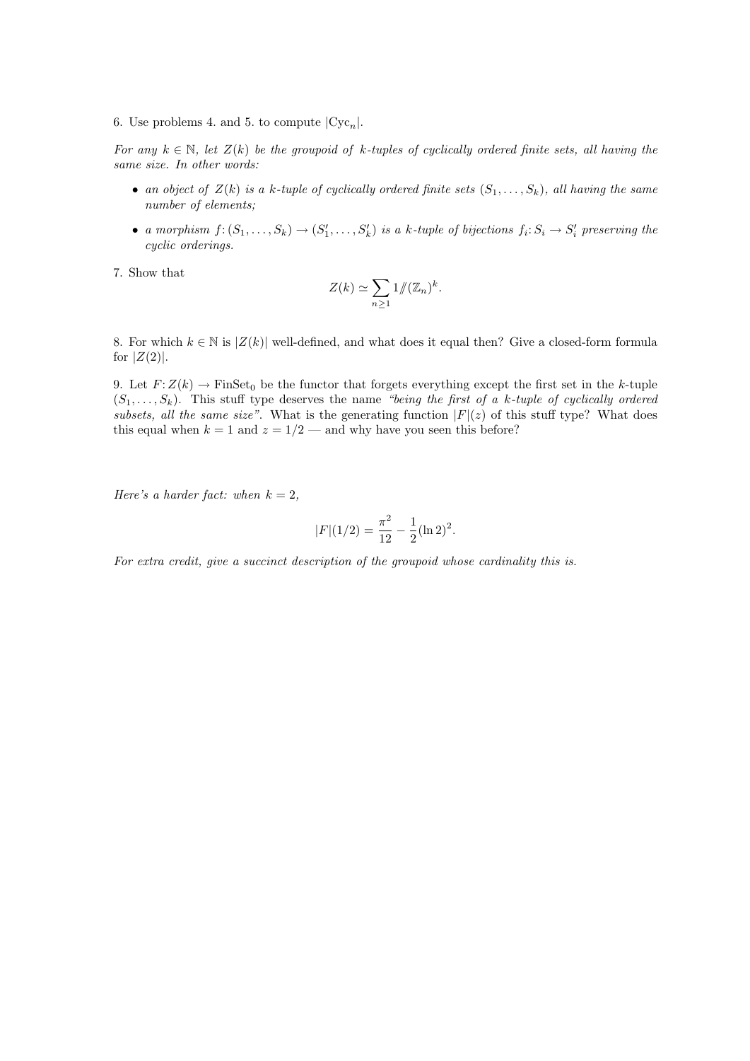6. Use problems 4. and 5. to compute $|\mathrm{Cyc}_n|$.

*For any $k \in \mathbb{N}$, let $Z(k)$ be the groupoid of $k$-tuples of cyclically ordered finite sets, all having the same size. In other words:*

- *an object of $Z(k)$ is a $k$-tuple of cyclically ordered finite sets $(S_1, \ldots, S_k)$, all having the same number of elements;*
- *a morphism $f\colon (S_1, \ldots, S_k) \to (S'_1, \ldots, S'_k)$ is a $k$-tuple of bijections $f_i\colon S_i \to S'_i$ preserving the cyclic orderings.*

7. Show that

$$Z(k) \simeq \sum_{n \geq 1} 1/\!\!/(\mathbb{Z}_n)^k.$$

8. For which $k \in \mathbb{N}$ is $|Z(k)|$ well-defined, and what does it equal then? Give a closed-form formula for $|Z(2)|$.

9. Let $F\colon Z(k) \to \mathrm{FinSet}_0$ be the functor that forgets everything except the first set in the $k$-tuple $(S_1, \ldots, S_k)$. This stuff type deserves the name *"being the first of a $k$-tuple of cyclically ordered subsets, all the same size"*. What is the generating function $|F|(z)$ of this stuff type? What does this equal when $k = 1$ and $z = 1/2$ — and why have you seen this before?

*Here's a harder fact: when $k = 2$,*

$$|F|(1/2) = \frac{\pi^2}{12} - \frac{1}{2}(\ln 2)^2.$$

*For extra credit, give a succinct description of the groupoid whose cardinality this is.*